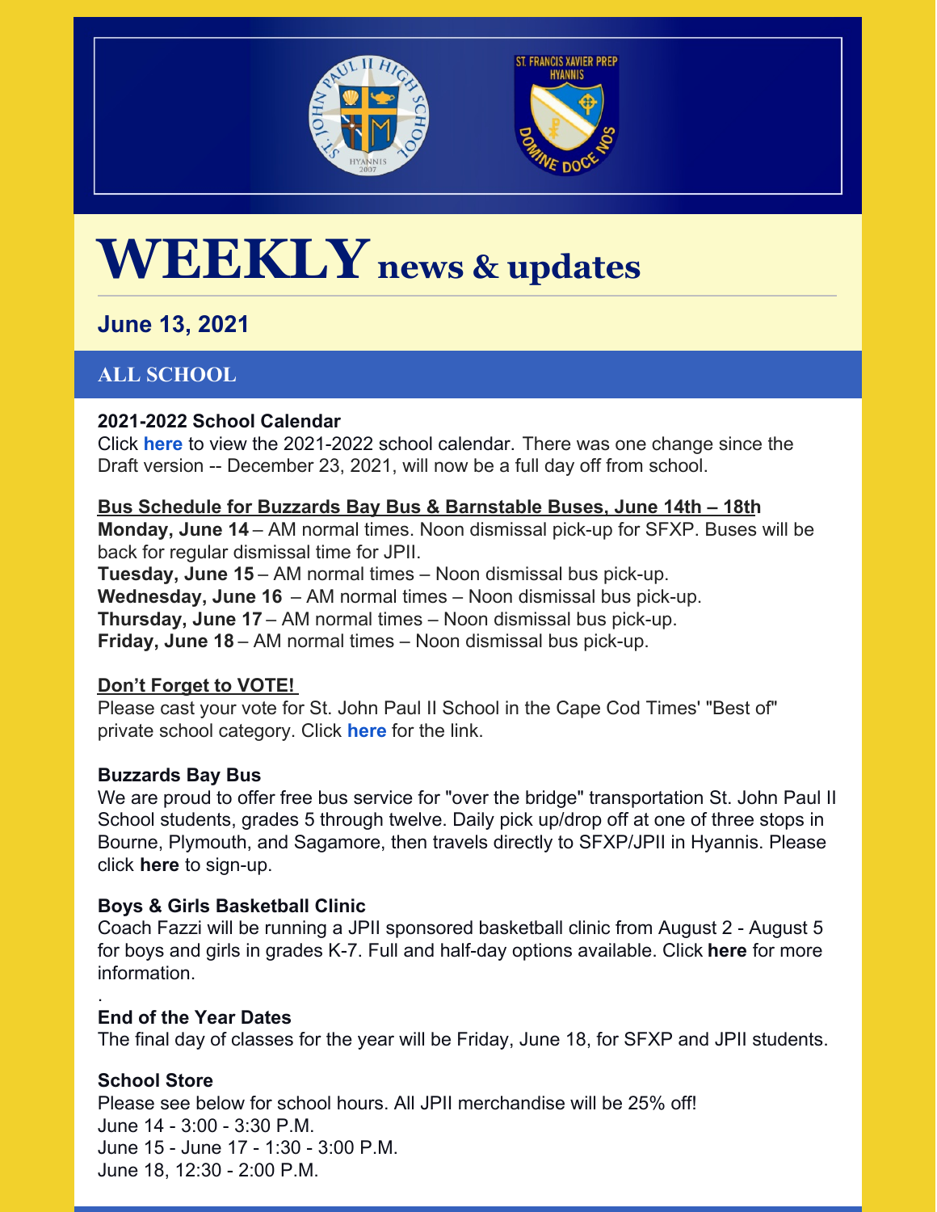# WEEKLY news & updates

## June 13, 2021

## ALL SCHOOL

**2021-2022 School Calendar**
Click **here** to view the 2021-2022 school calendar. There was one change since the Draft version -- December 23, 2021, will now be a full day off from school.

**Bus Schedule for Buzzards Bay Bus & Barnstable Buses, June 14th – 18th**
**Monday, June 14** – AM normal times. Noon dismissal pick-up for SFXP. Buses will be back for regular dismissal time for JPII.
**Tuesday, June 15** – AM normal times – Noon dismissal bus pick-up.
**Wednesday, June 16** – AM normal times – Noon dismissal bus pick-up.
**Thursday, June 17** – AM normal times – Noon dismissal bus pick-up.
**Friday, June 18** – AM normal times – Noon dismissal bus pick-up.

**Don't Forget to VOTE!**
Please cast your vote for St. John Paul II School in the Cape Cod Times' "Best of" private school category. Click **here** for the link.

**Buzzards Bay Bus**
We are proud to offer free bus service for "over the bridge" transportation St. John Paul II School students, grades 5 through twelve. Daily pick up/drop off at one of three stops in Bourne, Plymouth, and Sagamore, then travels directly to SFXP/JPII in Hyannis. Please click **here** to sign-up.

**Boys & Girls Basketball Clinic**
Coach Fazzi will be running a JPII sponsored basketball clinic from August 2 - August 5 for boys and girls in grades K-7. Full and half-day options available. Click **here** for more information.

.
**End of the Year Dates**
The final day of classes for the year will be Friday, June 18, for SFXP and JPII students.

**School Store**
Please see below for school hours. All JPII merchandise will be 25% off!
June 14 - 3:00 - 3:30 P.M.
June 15 - June 17 - 1:30 - 3:00 P.M.
June 18, 12:30 - 2:00 P.M.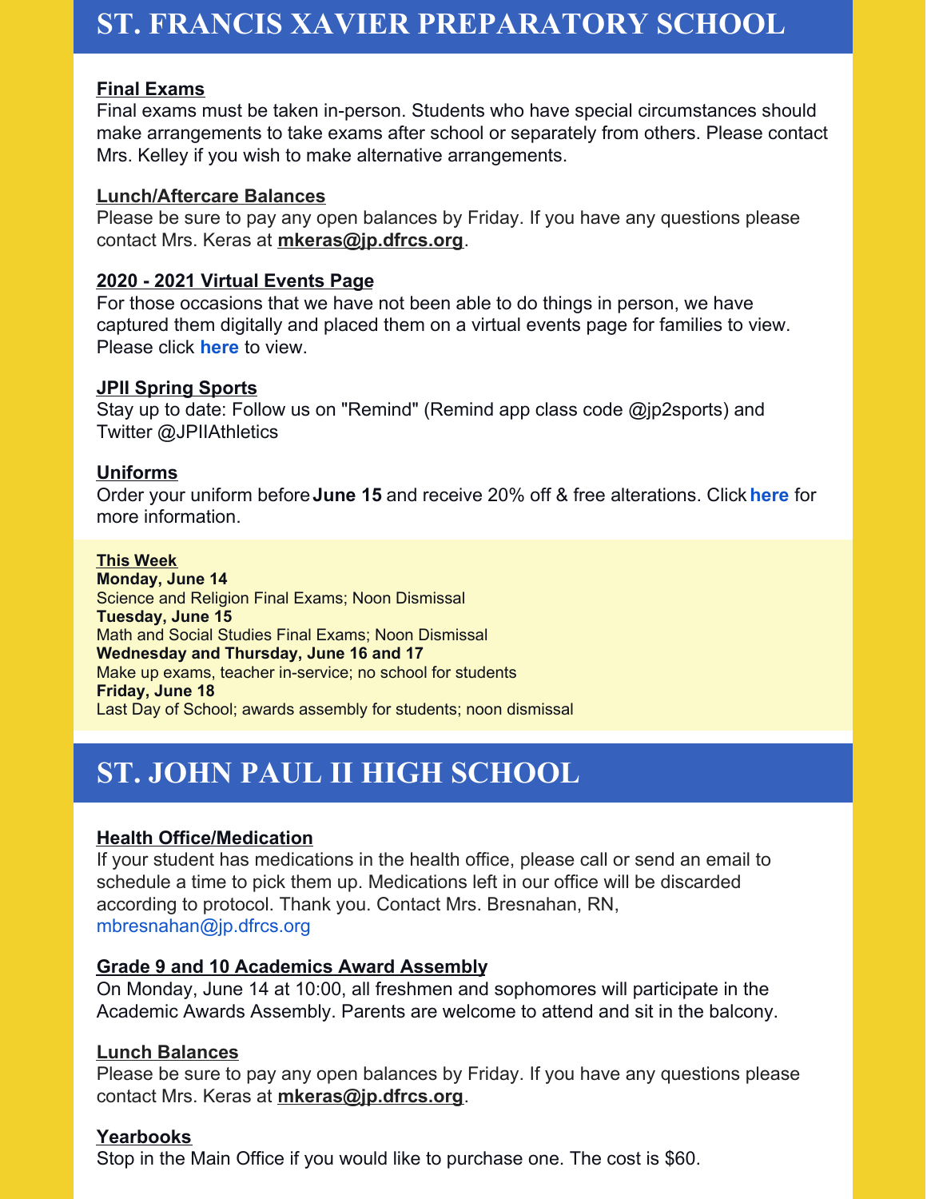# ST. FRANCIS XAVIER PREPARATORY SCHOOL

**Final Exams**

Final exams must be taken in-person. Students who have special circumstances should make arrangements to take exams after school or separately from others. Please contact Mrs. Kelley if you wish to make alternative arrangements.

**Lunch/Aftercare Balances**

Please be sure to pay any open balances by Friday. If you have any questions please contact Mrs. Keras at **mkeras@jp.dfrcs.org**.

**2020 - 2021 Virtual Events Page**

For those occasions that we have not been able to do things in person, we have captured them digitally and placed them on a virtual events page for families to view. Please click **here** to view.

**JPII Spring Sports**

Stay up to date: Follow us on "Remind" (Remind app class code @jp2sports) and Twitter @JPIIAthletics

**Uniforms**

Order your uniform before **June 15** and receive 20% off & free alterations. Click **here** for more information.

**This Week**

**Monday, June 14**
Science and Religion Final Exams; Noon Dismissal

**Tuesday, June 15**
Math and Social Studies Final Exams; Noon Dismissal

**Wednesday and Thursday, June 16 and 17**
Make up exams, teacher in-service; no school for students

**Friday, June 18**
Last Day of School; awards assembly for students; noon dismissal

# ST. JOHN PAUL II HIGH SCHOOL

**Health Office/Medication**

If your student has medications in the health office, please call or send an email to schedule a time to pick them up. Medications left in our office will be discarded according to protocol. Thank you. Contact Mrs. Bresnahan, RN, mbresnahan@jp.dfrcs.org

**Grade 9 and 10 Academics Award Assembly**

On Monday, June 14 at 10:00, all freshmen and sophomores will participate in the Academic Awards Assembly. Parents are welcome to attend and sit in the balcony.

**Lunch Balances**

Please be sure to pay any open balances by Friday. If you have any questions please contact Mrs. Keras at **mkeras@jp.dfrcs.org**.

**Yearbooks**

Stop in the Main Office if you would like to purchase one. The cost is $60.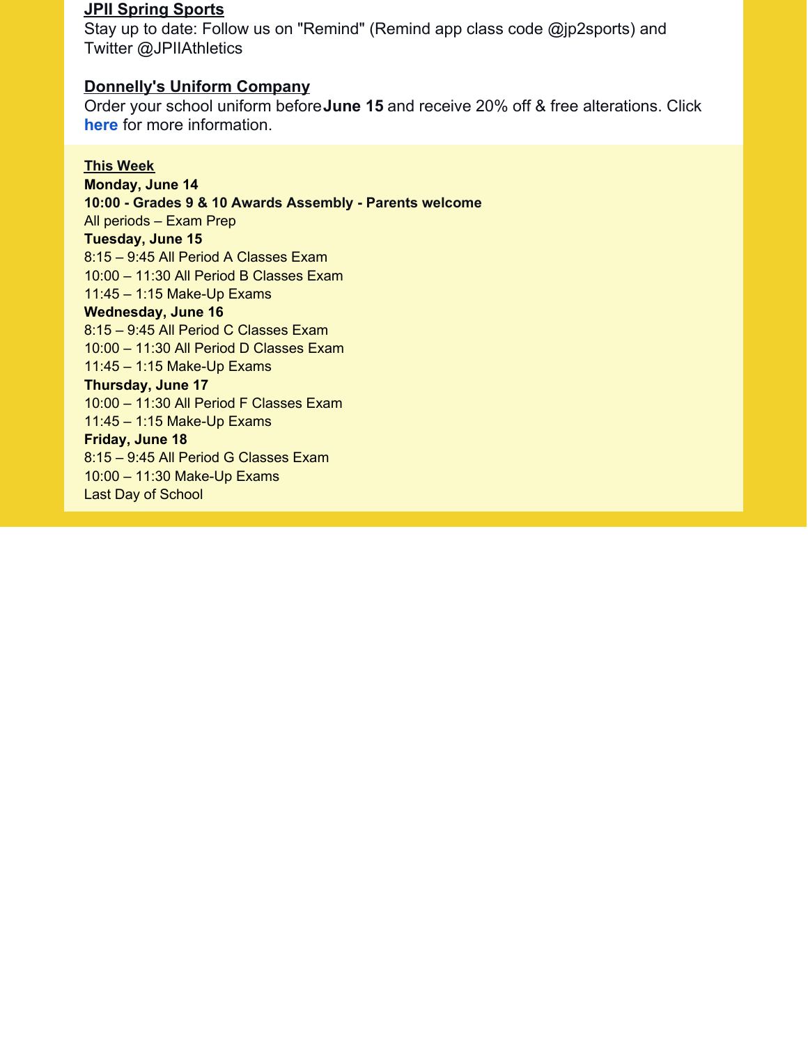**JPII Spring Sports**

Stay up to date: Follow us on "Remind" (Remind app class code @jp2sports) and Twitter @JPIIAthletics

**Donnelly's Uniform Company**

Order your school uniform before **June 15** and receive 20% off & free alterations. Click **here** for more information.

**This Week**

**Monday, June 14**
**10:00 - Grades 9 & 10 Awards Assembly - Parents welcome**
All periods – Exam Prep

**Tuesday, June 15**
8:15 – 9:45 All Period A Classes Exam
10:00 – 11:30 All Period B Classes Exam
11:45 – 1:15 Make-Up Exams

**Wednesday, June 16**
8:15 – 9:45 All Period C Classes Exam
10:00 – 11:30 All Period D Classes Exam
11:45 – 1:15 Make-Up Exams

**Thursday, June 17**
10:00 – 11:30 All Period F Classes Exam
11:45 – 1:15 Make-Up Exams

**Friday, June 18**
8:15 – 9:45 All Period G Classes Exam
10:00 – 11:30 Make-Up Exams
Last Day of School